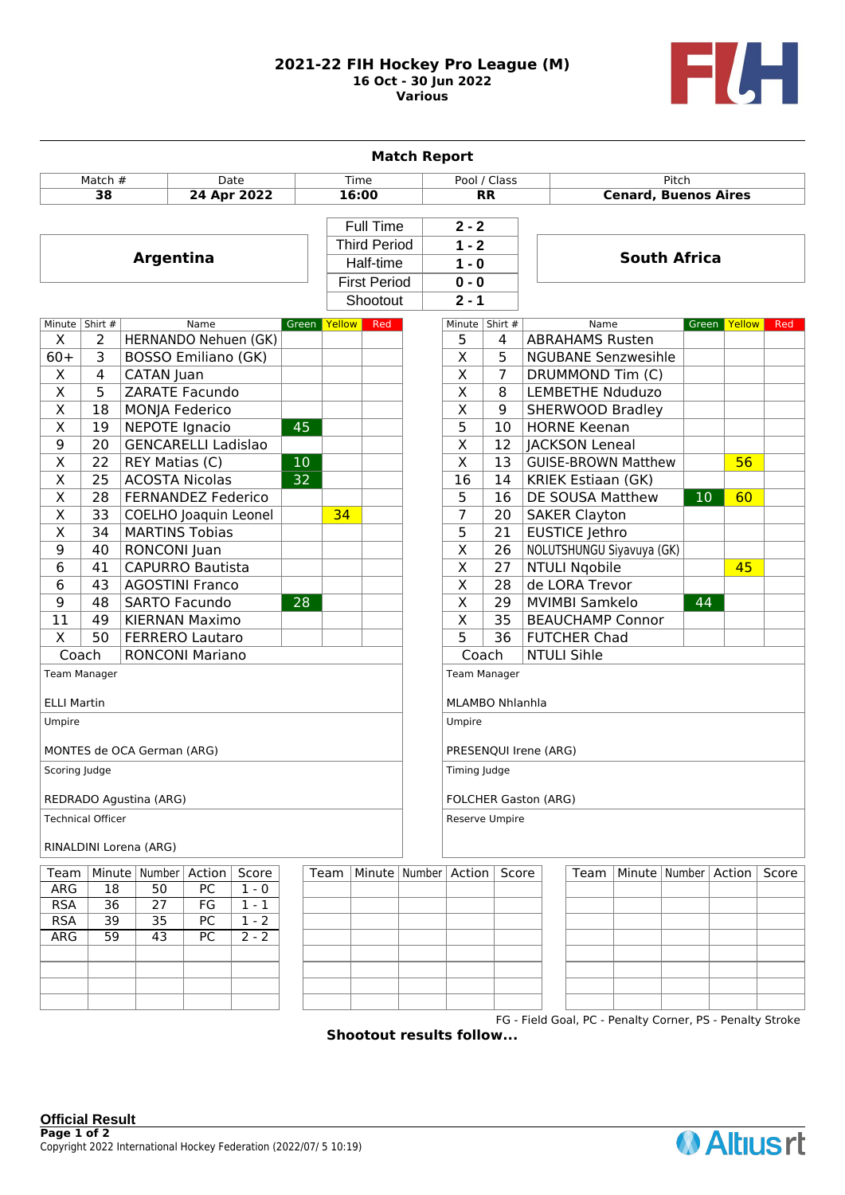# 2021-22 FIH Hockey Pro League (M)

**16 Oct - 30 Jun 2022**

**Various**

## Match Report

| Match # | Date | Time | Pool / Class | Pitch |
|---|---|---|---|---|
| **38** | **24 Apr 2022** | **16:00** | **RR** | **Cenard, Buenos Aires** |

| Argentina | | | South Africa |
|---|---|---|---|
| | Full Time | 2 - 2 | |
| | Third Period | 1 - 2 | |
| | Half-time | 1 - 0 | |
| | First Period | 0 - 0 | |
| | Shootout | 2 - 1 | |

### Argentina

| Minute | Shirt # | Name | Green | Yellow | Red |
|---|---|---|---|---|---|
| X | 2 | HERNANDO Nehuen (GK) | | | |
| 60+ | 3 | BOSSO Emiliano (GK) | | | |
| X | 4 | CATAN Juan | | | |
| X | 5 | ZARATE Facundo | | | |
| X | 18 | MONJA Federico | | | |
| X | 19 | NEPOTE Ignacio | 45 | | |
| 9 | 20 | GENCARELLI Ladislao | | | |
| X | 22 | REY Matias (C) | 10 | | |
| X | 25 | ACOSTA Nicolas | 32 | | |
| X | 28 | FERNANDEZ Federico | | | |
| X | 33 | COELHO Joaquin Leonel | | 34 | |
| X | 34 | MARTINS Tobias | | | |
| 9 | 40 | RONCONI Juan | | | |
| 6 | 41 | CAPURRO Bautista | | | |
| 6 | 43 | AGOSTINI Franco | | | |
| 9 | 48 | SARTO Facundo | 28 | | |
| 11 | 49 | KIERNAN Maximo | | | |
| X | 50 | FERRERO Lautaro | | | |
| Coach | | RONCONI Mariano | | | |

Team Manager: ELLI Martin

Umpire: MONTES de OCA German (ARG)

Scoring Judge: REDRADO Agustina (ARG)

Technical Officer: RINALDINI Lorena (ARG)

### South Africa

| Minute | Shirt # | Name | Green | Yellow | Red |
|---|---|---|---|---|---|
| 5 | 4 | ABRAHAMS Rusten | | | |
| X | 5 | NGUBANE Senzwesihle | | | |
| X | 7 | DRUMMOND Tim (C) | | | |
| X | 8 | LEMBETHE Nduduzo | | | |
| X | 9 | SHERWOOD Bradley | | | |
| 5 | 10 | HORNE Keenan | | | |
| X | 12 | JACKSON Leneal | | | |
| X | 13 | GUISE-BROWN Matthew | | 56 | |
| 16 | 14 | KRIEK Estiaan (GK) | | | |
| 5 | 16 | DE SOUSA Matthew | 10 | 60 | |
| 7 | 20 | SAKER Clayton | | | |
| 5 | 21 | EUSTICE Jethro | | | |
| X | 26 | NOLUTSHUNGU Siyavuya (GK) | | | |
| X | 27 | NTULI Nqobile | | 45 | |
| X | 28 | de LORA Trevor | | | |
| X | 29 | MVIMBI Samkelo | 44 | | |
| X | 35 | BEAUCHAMP Connor | | | |
| 5 | 36 | FUTCHER Chad | | | |
| Coach | | NTULI Sihle | | | |

Team Manager: MLAMBO Nhlanhla

Umpire: PRESENQUI Irene (ARG)

Timing Judge: FOLCHER Gaston (ARG)

Reserve Umpire:

### Goals

| Team | Minute | Number | Action | Score |
|---|---|---|---|---|
| ARG | 18 | 50 | PC | 1 - 0 |
| RSA | 36 | 27 | FG | 1 - 1 |
| RSA | 39 | 35 | PC | 1 - 2 |
| ARG | 59 | 43 | PC | 2 - 2 |

FG - Field Goal, PC - Penalty Corner, PS - Penalty Stroke

**Shootout results follow...**

**Official Result**

Copyright 2022 International Hockey Federation (2022/07/ 5 10:19)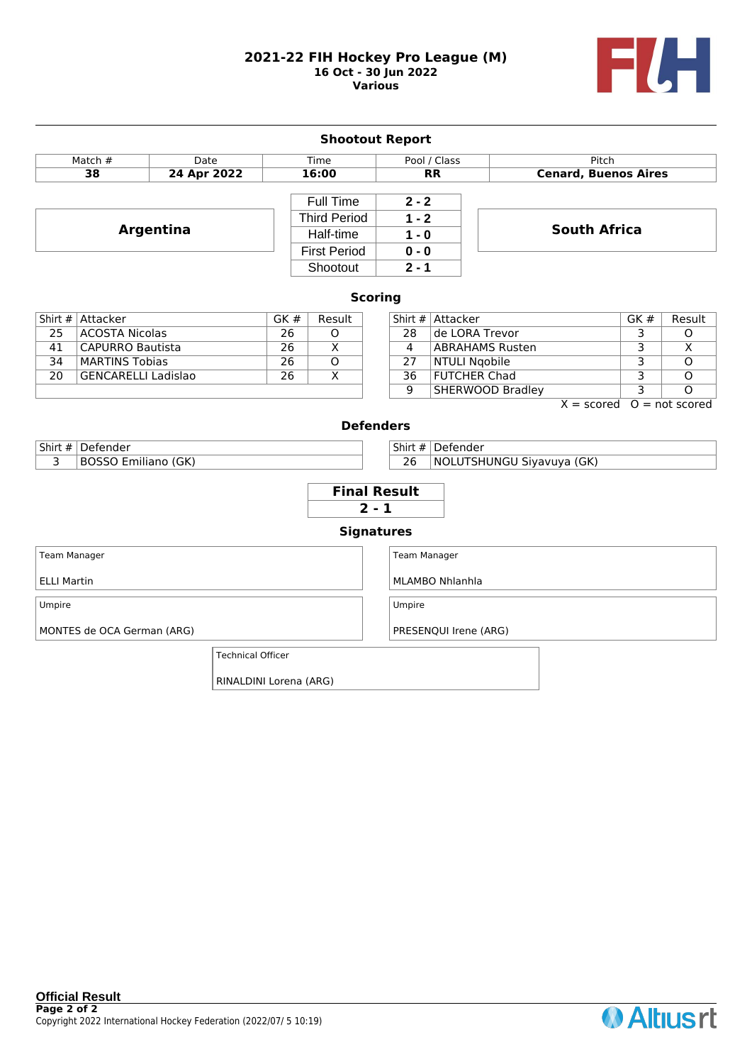**2021-22 FIH Hockey Pro League (M)**
**16 Oct - 30 Jun 2022**
**Various**

## Shootout Report

| Match # | Date | Time | Pool / Class | Pitch |
|---|---|---|---|---|
| **38** | **24 Apr 2022** | **16:00** | **RR** | **Cenard, Buenos Aires** |

**Argentina**

| | |
|---|---|
| Full Time | **2 - 2** |
| Third Period | **1 - 2** |
| Half-time | **1 - 0** |
| First Period | **0 - 0** |
| Shootout | **2 - 1** |

**South Africa**

### Scoring

| Shirt # | Attacker | GK # | Result |
|---|---|---|---|
| 25 | ACOSTA Nicolas | 26 | O |
| 41 | CAPURRO Bautista | 26 | X |
| 34 | MARTINS Tobias | 26 | O |
| 20 | GENCARELLI Ladislao | 26 | X |

| Shirt # | Attacker | GK # | Result |
|---|---|---|---|
| 28 | de LORA Trevor | 3 | O |
| 4 | ABRAHAMS Rusten | 3 | X |
| 27 | NTULI Nqobile | 3 | O |
| 36 | FUTCHER Chad | 3 | O |
| 9 | SHERWOOD Bradley | 3 | O |

X = scored O = not scored

### Defenders

| Shirt # | Defender |
|---|---|
| 3 | BOSSO Emiliano (GK) |

| Shirt # | Defender |
|---|---|
| 26 | NOLUTSHUNGU Siyavuya (GK) |

**Final Result**
**2 - 1**

### Signatures

Team Manager
ELLI Martin

Team Manager
MLAMBO Nhlanhla

Umpire
MONTES de OCA German (ARG)

Umpire
PRESENQUI Irene (ARG)

Technical Officer
RINALDINI Lorena (ARG)

**Official Result**
Copyright 2022 International Hockey Federation (2022/07/ 5 10:19)